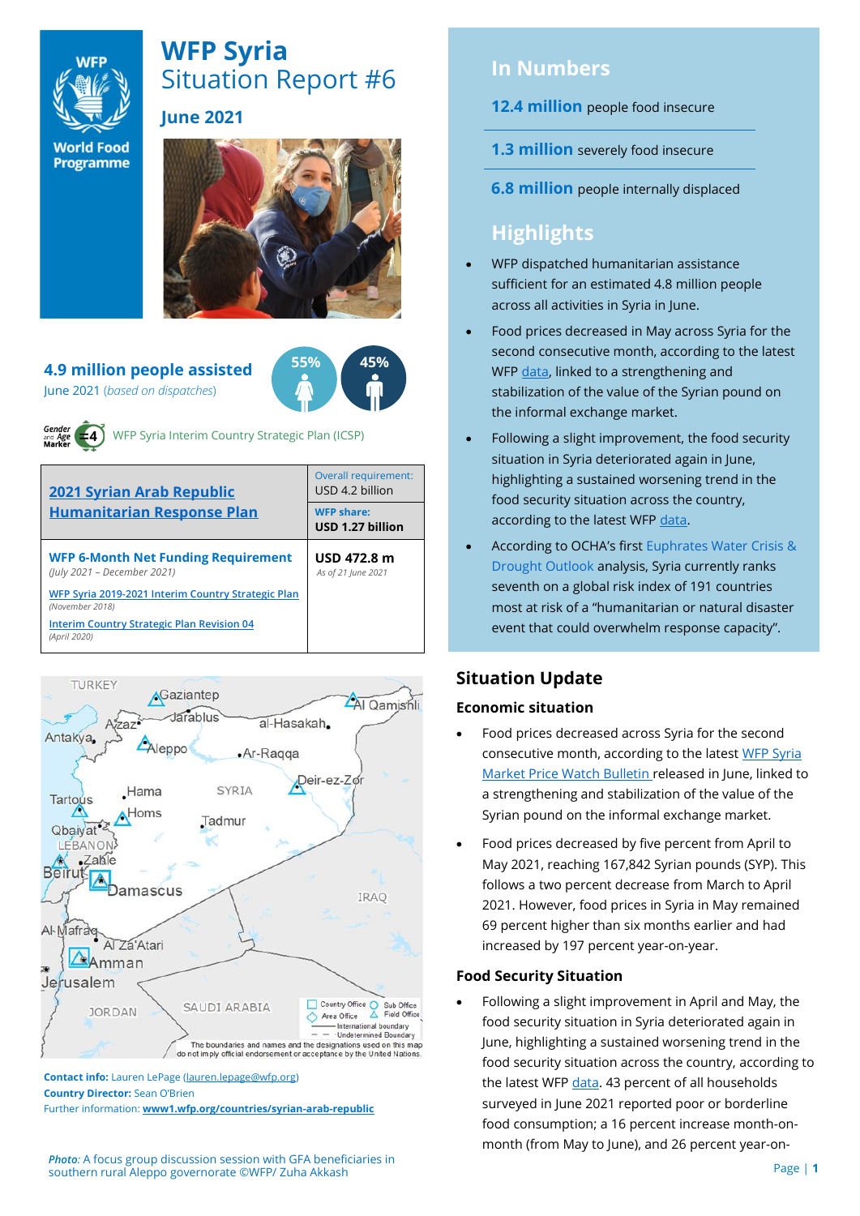# WFP Syria
## Situation Report #6

### June 2021

**4.9 million people assisted**
June 2021 (*based on dispatches*)

55% 45%

Gender and Age Marker =4 WFP Syria Interim Country Strategic Plan (ICSP)

| **2021 Syrian Arab Republic Humanitarian Response Plan** | Overall requirement: USD 4.2 billion<br>**WFP share: USD 1.27 billion** |
|---|---|
| **WFP 6-Month Net Funding Requirement** *(July 2021 – December 2021)*<br>WFP Syria 2019-2021 Interim Country Strategic Plan *(November 2018)*<br>Interim Country Strategic Plan Revision 04 *(April 2020)* | **USD 472.8 m**<br>*As of 21 June 2021* |

**Contact info:** Lauren LePage (lauren.lepage@wfp.org)
**Country Director:** Sean O'Brien
Further information: **www1.wfp.org/countries/syrian-arab-republic**

*Photo:* A focus group discussion session with GFA beneficiaries in southern rural Aleppo governorate ©WFP/ Zuha Akkash

## In Numbers

**12.4 million** people food insecure

**1.3 million** severely food insecure

**6.8 million** people internally displaced

## Highlights

- WFP dispatched humanitarian assistance sufficient for an estimated 4.8 million people across all activities in Syria in June.
- Food prices decreased in May across Syria for the second consecutive month, according to the latest WFP data, linked to a strengthening and stabilization of the value of the Syrian pound on the informal exchange market.
- Following a slight improvement, the food security situation in Syria deteriorated again in June, highlighting a sustained worsening trend in the food security situation across the country, according to the latest WFP data.
- According to OCHA's first Euphrates Water Crisis & Drought Outlook analysis, Syria currently ranks seventh on a global risk index of 191 countries most at risk of a "humanitarian or natural disaster event that could overwhelm response capacity".

## Situation Update

### Economic situation

- Food prices decreased across Syria for the second consecutive month, according to the latest WFP Syria Market Price Watch Bulletin released in June, linked to a strengthening and stabilization of the value of the Syrian pound on the informal exchange market.
- Food prices decreased by five percent from April to May 2021, reaching 167,842 Syrian pounds (SYP). This follows a two percent decrease from March to April 2021. However, food prices in Syria in May remained 69 percent higher than six months earlier and had increased by 197 percent year-on-year.

### Food Security Situation

- Following a slight improvement in April and May, the food security situation in Syria deteriorated again in June, highlighting a sustained worsening trend in the food security situation across the country, according to the latest WFP data. 43 percent of all households surveyed in June 2021 reported poor or borderline food consumption; a 16 percent increase month-on-month (from May to June), and 26 percent year-on-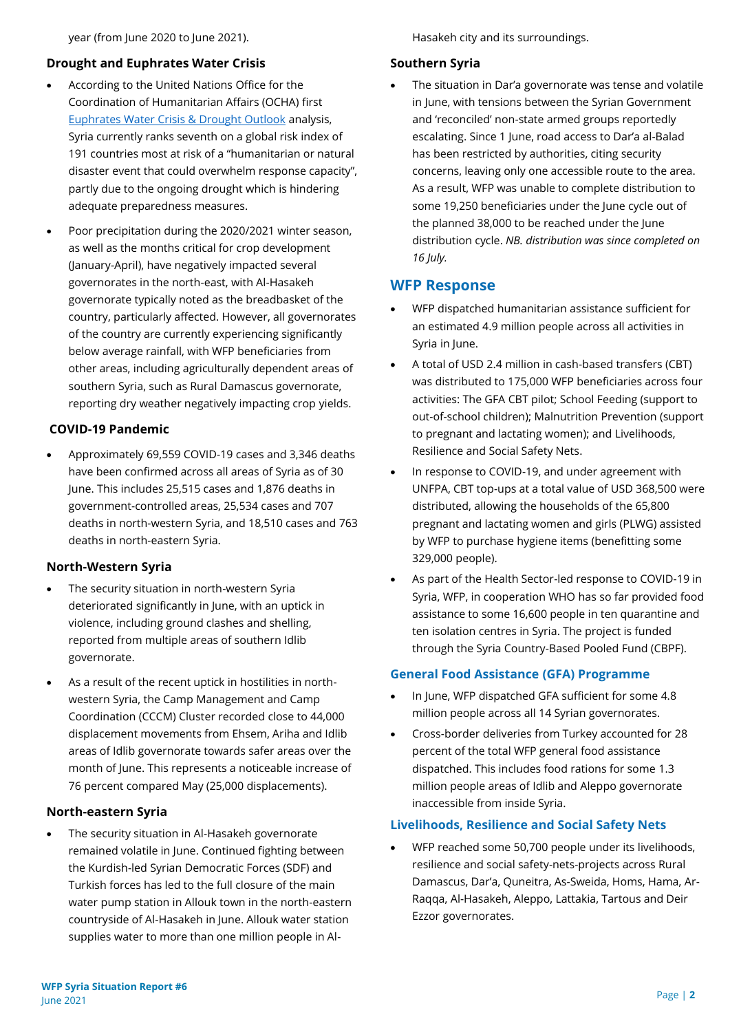year (from June 2020 to June 2021).

### Drought and Euphrates Water Crisis

- According to the United Nations Office for the Coordination of Humanitarian Affairs (OCHA) first Euphrates Water Crisis & Drought Outlook analysis, Syria currently ranks seventh on a global risk index of 191 countries most at risk of a "humanitarian or natural disaster event that could overwhelm response capacity", partly due to the ongoing drought which is hindering adequate preparedness measures.
- Poor precipitation during the 2020/2021 winter season, as well as the months critical for crop development (January-April), have negatively impacted several governorates in the north-east, with Al-Hasakeh governorate typically noted as the breadbasket of the country, particularly affected. However, all governorates of the country are currently experiencing significantly below average rainfall, with WFP beneficiaries from other areas, including agriculturally dependent areas of southern Syria, such as Rural Damascus governorate, reporting dry weather negatively impacting crop yields.

### COVID-19 Pandemic

- Approximately 69,559 COVID-19 cases and 3,346 deaths have been confirmed across all areas of Syria as of 30 June. This includes 25,515 cases and 1,876 deaths in government-controlled areas, 25,534 cases and 707 deaths in north-western Syria, and 18,510 cases and 763 deaths in north-eastern Syria.

### North-Western Syria

- The security situation in north-western Syria deteriorated significantly in June, with an uptick in violence, including ground clashes and shelling, reported from multiple areas of southern Idlib governorate.
- As a result of the recent uptick in hostilities in north-western Syria, the Camp Management and Camp Coordination (CCCM) Cluster recorded close to 44,000 displacement movements from Ehsem, Ariha and Idlib areas of Idlib governorate towards safer areas over the month of June. This represents a noticeable increase of 76 percent compared May (25,000 displacements).

### North-eastern Syria

- The security situation in Al-Hasakeh governorate remained volatile in June. Continued fighting between the Kurdish-led Syrian Democratic Forces (SDF) and Turkish forces has led to the full closure of the main water pump station in Allouk town in the north-eastern countryside of Al-Hasakeh in June. Allouk water station supplies water to more than one million people in Al-Hasakeh city and its surroundings.

### Southern Syria

- The situation in Dar'a governorate was tense and volatile in June, with tensions between the Syrian Government and 'reconciled' non-state armed groups reportedly escalating. Since 1 June, road access to Dar'a al-Balad has been restricted by authorities, citing security concerns, leaving only one accessible route to the area. As a result, WFP was unable to complete distribution to some 19,250 beneficiaries under the June cycle out of the planned 38,000 to be reached under the June distribution cycle. *NB. distribution was since completed on 16 July.*

## WFP Response

- WFP dispatched humanitarian assistance sufficient for an estimated 4.9 million people across all activities in Syria in June.
- A total of USD 2.4 million in cash-based transfers (CBT) was distributed to 175,000 WFP beneficiaries across four activities: The GFA CBT pilot; School Feeding (support to out-of-school children); Malnutrition Prevention (support to pregnant and lactating women); and Livelihoods, Resilience and Social Safety Nets.
- In response to COVID-19, and under agreement with UNFPA, CBT top-ups at a total value of USD 368,500 were distributed, allowing the households of the 65,800 pregnant and lactating women and girls (PLWG) assisted by WFP to purchase hygiene items (benefitting some 329,000 people).
- As part of the Health Sector-led response to COVID-19 in Syria, WFP, in cooperation WHO has so far provided food assistance to some 16,600 people in ten quarantine and ten isolation centres in Syria. The project is funded through the Syria Country-Based Pooled Fund (CBPF).

### General Food Assistance (GFA) Programme

- In June, WFP dispatched GFA sufficient for some 4.8 million people across all 14 Syrian governorates.
- Cross-border deliveries from Turkey accounted for 28 percent of the total WFP general food assistance dispatched. This includes food rations for some 1.3 million people areas of Idlib and Aleppo governorate inaccessible from inside Syria.

### Livelihoods, Resilience and Social Safety Nets

- WFP reached some 50,700 people under its livelihoods, resilience and social safety-nets-projects across Rural Damascus, Dar'a, Queneitra, As-Sweida, Homs, Hama, Ar-Raqqa, Al-Hasakeh, Aleppo, Lattakia, Tartous and Deir Ezzor governorates.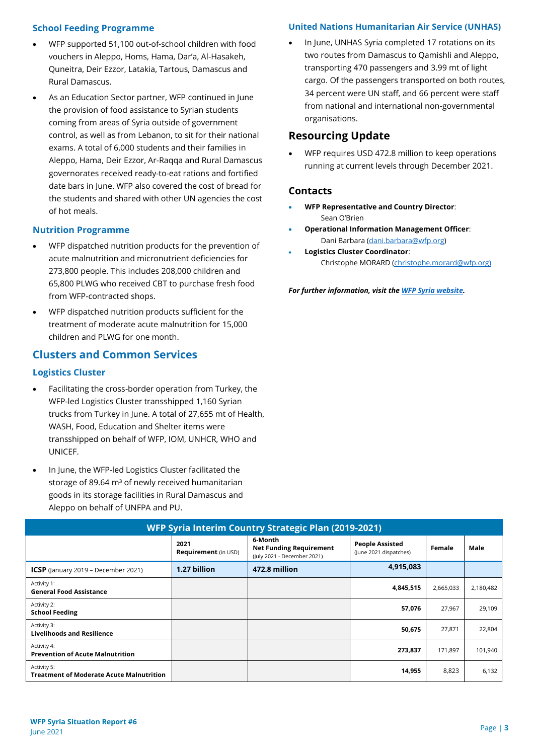### School Feeding Programme

- WFP supported 51,100 out-of-school children with food vouchers in Aleppo, Homs, Hama, Dar'a, Al-Hasakeh, Quneitra, Deir Ezzor, Latakia, Tartous, Damascus and Rural Damascus.
- As an Education Sector partner, WFP continued in June the provision of food assistance to Syrian students coming from areas of Syria outside of government control, as well as from Lebanon, to sit for their national exams. A total of 6,000 students and their families in Aleppo, Hama, Deir Ezzor, Ar-Raqqa and Rural Damascus governorates received ready-to-eat rations and fortified date bars in June. WFP also covered the cost of bread for the students and shared with other UN agencies the cost of hot meals.

### Nutrition Programme

- WFP dispatched nutrition products for the prevention of acute malnutrition and micronutrient deficiencies for 273,800 people. This includes 208,000 children and 65,800 PLWG who received CBT to purchase fresh food from WFP-contracted shops.
- WFP dispatched nutrition products sufficient for the treatment of moderate acute malnutrition for 15,000 children and PLWG for one month.

## Clusters and Common Services

### Logistics Cluster

- Facilitating the cross-border operation from Turkey, the WFP-led Logistics Cluster transshipped 1,160 Syrian trucks from Turkey in June. A total of 27,655 mt of Health, WASH, Food, Education and Shelter items were transshipped on behalf of WFP, IOM, UNHCR, WHO and UNICEF.
- In June, the WFP-led Logistics Cluster facilitated the storage of 89.64 m³ of newly received humanitarian goods in its storage facilities in Rural Damascus and Aleppo on behalf of UNFPA and PU.

### United Nations Humanitarian Air Service (UNHAS)

- In June, UNHAS Syria completed 17 rotations on its two routes from Damascus to Qamishli and Aleppo, transporting 470 passengers and 3.99 mt of light cargo. Of the passengers transported on both routes, 34 percent were UN staff, and 66 percent were staff from national and international non-governmental organisations.

## Resourcing Update

- WFP requires USD 472.8 million to keep operations running at current levels through December 2021.

## Contacts

- **WFP Representative and Country Director**: Sean O'Brien
- **Operational Information Management Officer**: Dani Barbara (dani.barbara@wfp.org)
- **Logistics Cluster Coordinator**: Christophe MORARD (christophe.morard@wfp.org)

***For further information, visit the WFP Syria website.***

| WFP Syria Interim Country Strategic Plan (2019-2021) | | | | | |
|---|---|---|---|---|---|
| | **2021 Requirement** (in USD) | **6-Month Net Funding Requirement** (July 2021 - December 2021) | **People Assisted** (June 2021 dispatches) | **Female** | **Male** |
| **ICSP** (January 2019 – December 2021) | **1.27 billion** | **472.8 million** | **4,915,083** | | |
| Activity 1: **General Food Assistance** | | | **4,845,515** | 2,665,033 | 2,180,482 |
| Activity 2: **School Feeding** | | | **57,076** | 27,967 | 29,109 |
| Activity 3: **Livelihoods and Resilience** | | | **50,675** | 27,871 | 22,804 |
| Activity 4: **Prevention of Acute Malnutrition** | | | **273,837** | 171,897 | 101,940 |
| Activity 5: **Treatment of Moderate Acute Malnutrition** | | | **14,955** | 8,823 | 6,132 |